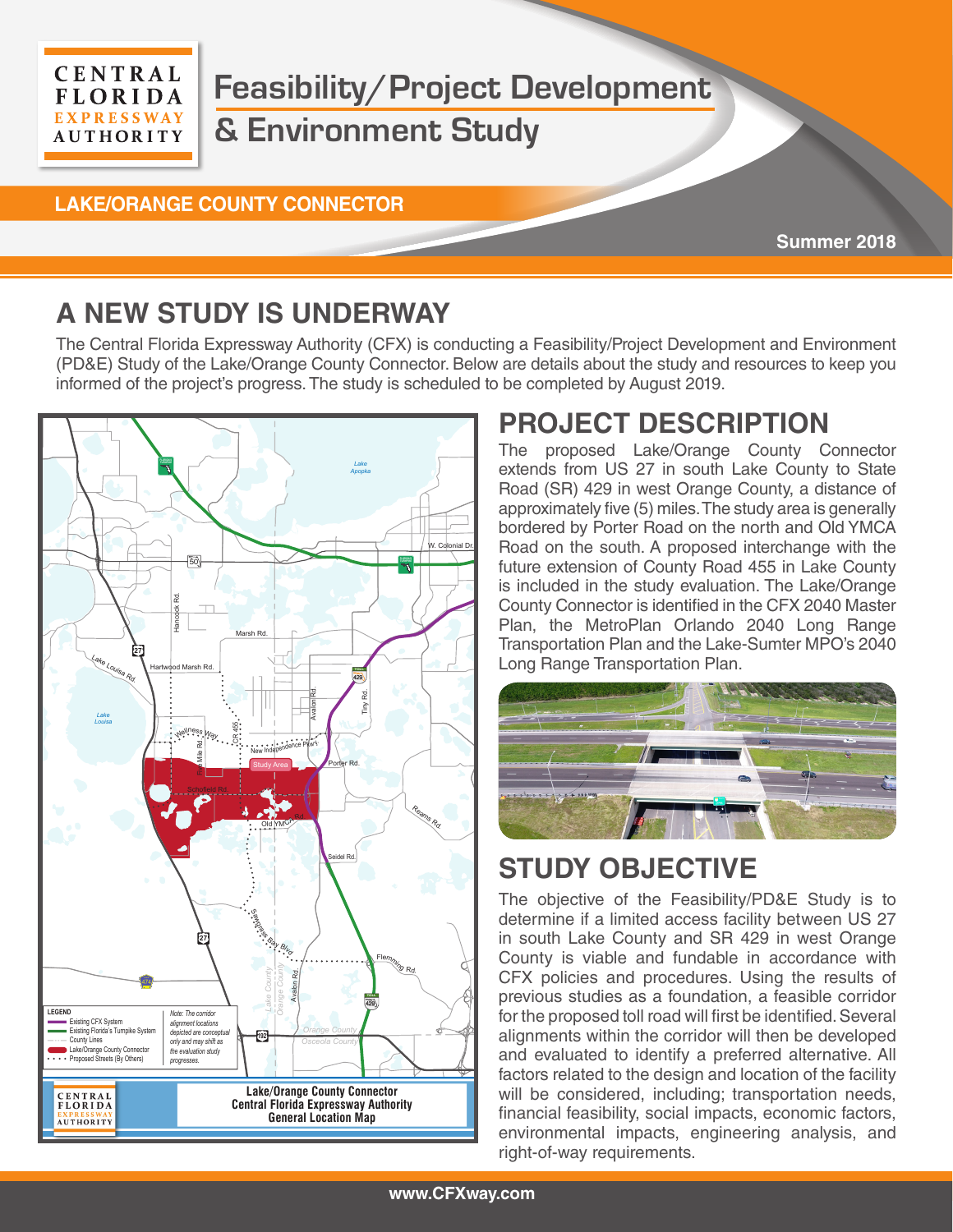# Feasibility/Project Development & Environment Study

**LAKE/ORANGE COUNTY CONNECTOR**

**Summer 2018**

## A NEW STUDY IS UNDERWAY

The Central Florida Expressway Authority (CFX) is conducting a Feasibility/Project Development and Environment (PD&E) Study of the Lake/Orange County Connector. Below are details about the study and resources to keep you informed of the project's progress. The study is scheduled to be completed by August 2019.

**Lake/Orange County Connector**
**Central Florida Expressway Authority**
**General Location Map**

LEGEND
- Existing CFX System
- Existing Florida's Turnpike System
- County Lines
- Lake/Orange County Connector
- Proposed Streets (By Others)

*Note: The corridor alignment locations depicted are conceptual only and may shift as the evaluation study progresses.*

## PROJECT DESCRIPTION

The proposed Lake/Orange County Connector extends from US 27 in south Lake County to State Road (SR) 429 in west Orange County, a distance of approximately five (5) miles. The study area is generally bordered by Porter Road on the north and Old YMCA Road on the south. A proposed interchange with the future extension of County Road 455 in Lake County is included in the study evaluation. The Lake/Orange County Connector is identified in the CFX 2040 Master Plan, the MetroPlan Orlando 2040 Long Range Transportation Plan and the Lake-Sumter MPO's 2040 Long Range Transportation Plan.

## STUDY OBJECTIVE

The objective of the Feasibility/PD&E Study is to determine if a limited access facility between US 27 in south Lake County and SR 429 in west Orange County is viable and fundable in accordance with CFX policies and procedures. Using the results of previous studies as a foundation, a feasible corridor for the proposed toll road will first be identified. Several alignments within the corridor will then be developed and evaluated to identify a preferred alternative. All factors related to the design and location of the facility will be considered, including; transportation needs, financial feasibility, social impacts, economic factors, environmental impacts, engineering analysis, and right-of-way requirements.

www.CFXway.com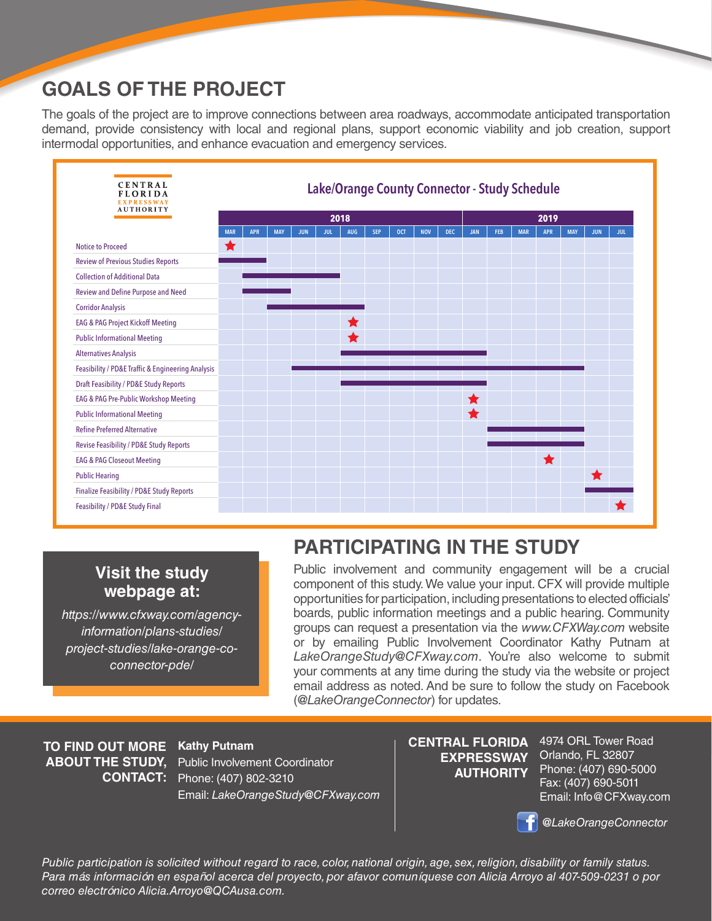## GOALS OF THE PROJECT

The goals of the project are to improve connections between area roadways, accommodate anticipated transportation demand, provide consistency with local and regional plans, support economic viability and job creation, support intermodal opportunities, and enhance evacuation and emergency services.

CENTRAL FLORIDA EXPRESSWAY AUTHORITY

Lake/Orange County Connector - Study Schedule

2018
2019
MAR APR MAY JUN JUL AUG SEP OCT NOV DEC JAN FEB MAR APR MAY JUN JUL

Notice to Proceed
Review of Previous Studies Reports
Collection of Additional Data
Review and Define Purpose and Need
Corridor Analysis
EAG & PAG Project Kickoff Meeting
Public Informational Meeting
Alternatives Analysis
Feasibility / PD&E Traffic & Engineering Analysis
Draft Feasibility / PD&E Study Reports
EAG & PAG Pre-Public Workshop Meeting
Public Informational Meeting
Refine Preferred Alternative
Revise Feasibility / PD&E Study Reports
EAG & PAG Closeout Meeting
Public Hearing
Finalize Feasibility / PD&E Study Reports
Feasibility / PD&E Study Final

### Visit the study webpage at:

*https://www.cfxway.com/agency-information/plans-studies/project-studies/lake-orange-co-connector-pde/*

## PARTICIPATING IN THE STUDY

Public involvement and community engagement will be a crucial component of this study. We value your input. CFX will provide multiple opportunities for participation, including presentations to elected officials' boards, public information meetings and a public hearing. Community groups can request a presentation via the *www.CFXWay.com* website or by emailing Public Involvement Coordinator Kathy Putnam at *LakeOrangeStudy@CFXway.com*. You're also welcome to submit your comments at any time during the study via the website or project email address as noted. And be sure to follow the study on Facebook (*@LakeOrangeConnector*) for updates.

**TO FIND OUT MORE ABOUT THE STUDY, CONTACT:**

**Kathy Putnam**
Public Involvement Coordinator
Phone: (407) 802-3210
Email: *LakeOrangeStudy@CFXway.com*

**CENTRAL FLORIDA EXPRESSWAY AUTHORITY**

4974 ORL Tower Road
Orlando, FL 32807
Phone: (407) 690-5000
Fax: (407) 690-5011
Email: Info@CFXway.com

*@LakeOrangeConnector*

*Public participation is solicited without regard to race, color, national origin, age, sex, religion, disability or family status. Para más información en español acerca del proyecto, por afavor comuníquese con Alicia Arroyo al 407-509-0231 o por correo electrónico Alicia.Arroyo@QCAusa.com.*